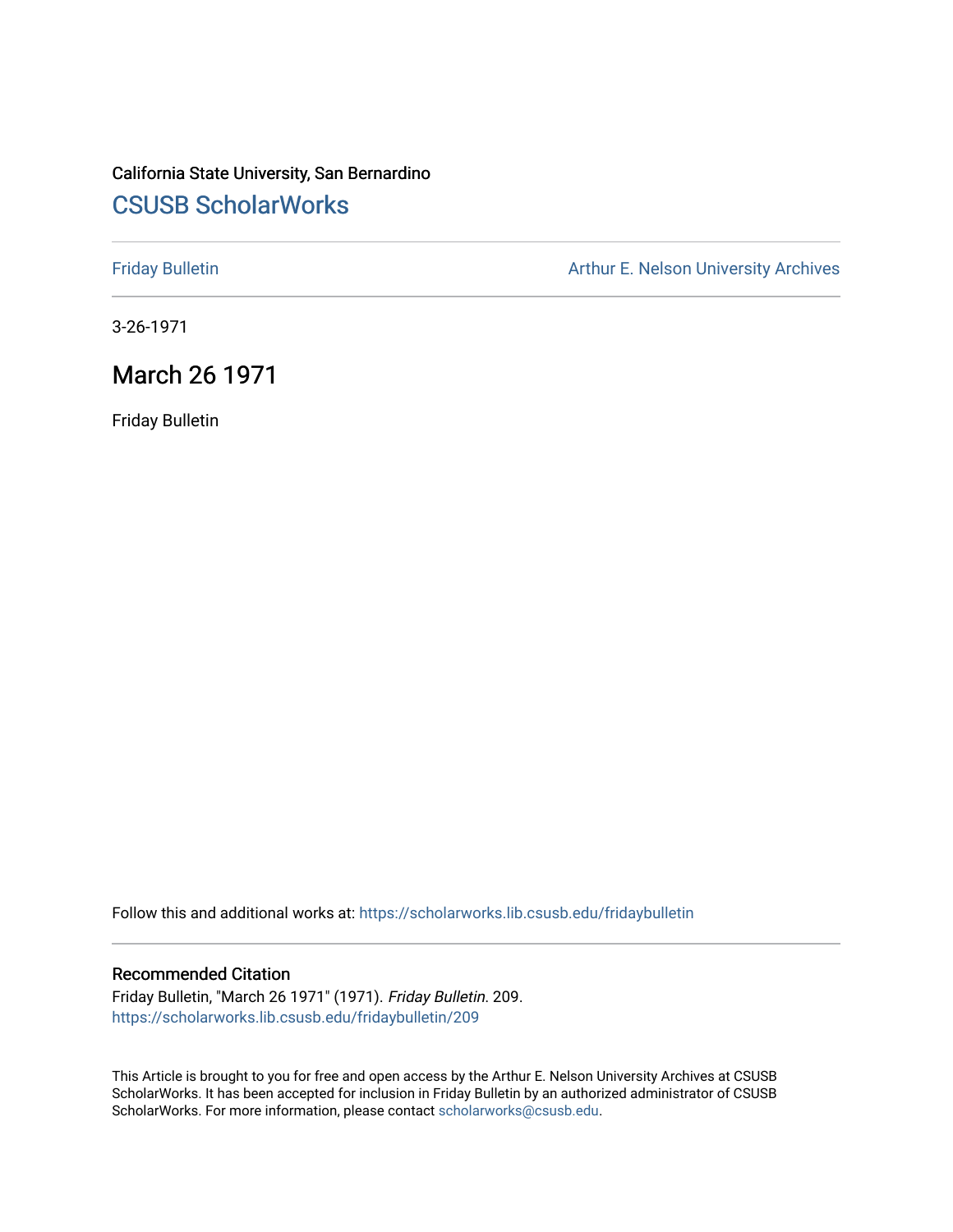California State University, San Bernardino

## CSUSB ScholarWorks

Friday Bulletin

Arthur E. Nelson University Archives

3-26-1971

# March 26 1971

Friday Bulletin

Follow this and additional works at: https://scholarworks.lib.csusb.edu/fridaybulletin

### Recommended Citation

Friday Bulletin, "March 26 1971" (1971). *Friday Bulletin*. 209.
https://scholarworks.lib.csusb.edu/fridaybulletin/209

This Article is brought to you for free and open access by the Arthur E. Nelson University Archives at CSUSB ScholarWorks. It has been accepted for inclusion in Friday Bulletin by an authorized administrator of CSUSB ScholarWorks. For more information, please contact scholarworks@csusb.edu.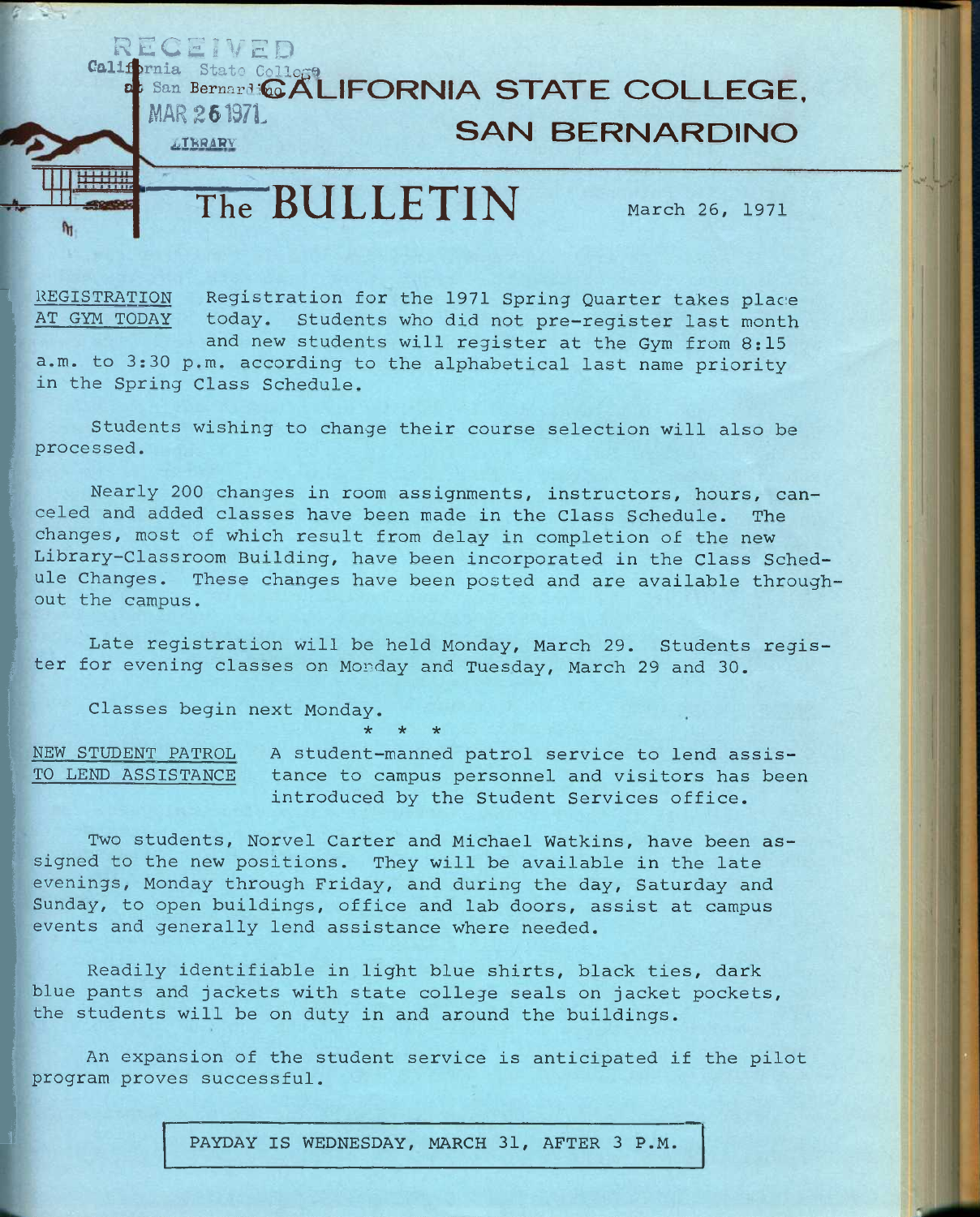RECEIVED
California State College
at San Bernardino
MAR 26 1971
LIBRARY

# CALIFORNIA STATE COLLEGE, SAN BERNARDINO

# The BULLETIN

March 26, 1971

**REGISTRATION AT GYM TODAY** Registration for the 1971 Spring Quarter takes place today. Students who did not pre-register last month and new students will register at the Gym from 8:15 a.m. to 3:30 p.m. according to the alphabetical last name priority in the Spring Class Schedule.

Students wishing to change their course selection will also be processed.

Nearly 200 changes in room assignments, instructors, hours, canceled and added classes have been made in the Class Schedule. The changes, most of which result from delay in completion of the new Library-Classroom Building, have been incorporated in the Class Schedule Changes. These changes have been posted and are available throughout the campus.

Late registration will be held Monday, March 29. Students register for evening classes on Monday and Tuesday, March 29 and 30.

Classes begin next Monday.

\* \* \*

**NEW STUDENT PATROL TO LEND ASSISTANCE** A student-manned patrol service to lend assistance to campus personnel and visitors has been introduced by the Student Services office.

Two students, Norvel Carter and Michael Watkins, have been assigned to the new positions. They will be available in the late evenings, Monday through Friday, and during the day, Saturday and Sunday, to open buildings, office and lab doors, assist at campus events and generally lend assistance where needed.

Readily identifiable in light blue shirts, black ties, dark blue pants and jackets with state college seals on jacket pockets, the students will be on duty in and around the buildings.

An expansion of the student service is anticipated if the pilot program proves successful.

PAYDAY IS WEDNESDAY, MARCH 31, AFTER 3 P.M.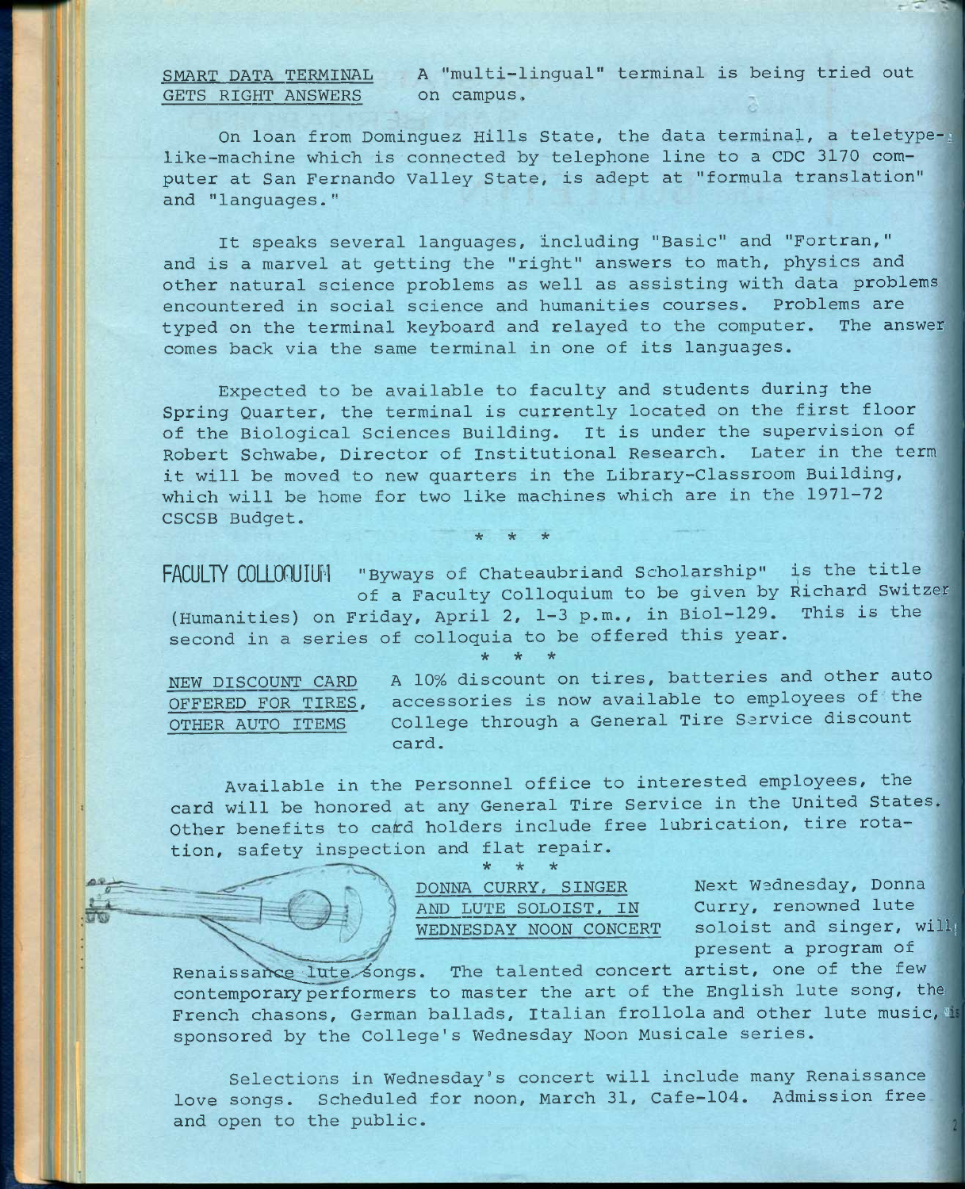**SMART DATA TERMINAL GETS RIGHT ANSWERS**

A "multi-lingual" terminal is being tried out on campus.

On loan from Dominguez Hills State, the data terminal, a teletype-like-machine which is connected by telephone line to a CDC 3170 computer at San Fernando Valley State, is adept at "formula translation" and "languages."

It speaks several languages, including "Basic" and "Fortran," and is a marvel at getting the "right" answers to math, physics and other natural science problems as well as assisting with data problems encountered in social science and humanities courses. Problems are typed on the terminal keyboard and relayed to the computer. The answer comes back via the same terminal in one of its languages.

Expected to be available to faculty and students during the Spring Quarter, the terminal is currently located on the first floor of the Biological Sciences Building. It is under the supervision of Robert Schwabe, Director of Institutional Research. Later in the term it will be moved to new quarters in the Library-Classroom Building, which will be home for two like machines which are in the 1971-72 CSCSB Budget.

* * *

**FACULTY COLLOQUIUM**

"Byways of Chateaubriand Scholarship" is the title of a Faculty Colloquium to be given by Richard Switzer (Humanities) on Friday, April 2, 1-3 p.m., in Biol-129. This is the second in a series of colloquia to be offered this year.

* * *

**NEW DISCOUNT CARD OFFERED FOR TIRES, OTHER AUTO ITEMS**

A 10% discount on tires, batteries and other auto accessories is now available to employees of the College through a General Tire Service discount card.

Available in the Personnel office to interested employees, the card will be honored at any General Tire Service in the United States. Other benefits to card holders include free lubrication, tire rotation, safety inspection and flat repair.

* * *

**DONNA CURRY, SINGER AND LUTE SOLOIST, IN WEDNESDAY NOON CONCERT**

Next Wednesday, Donna Curry, renowned lute soloist and singer, will present a program of Renaissance lute songs. The talented concert artist, one of the few contemporary performers to master the art of the English lute song, the French chasons, German ballads, Italian frollola and other lute music, is sponsored by the College's Wednesday Noon Musicale series.

Selections in Wednesday's concert will include many Renaissance love songs. Scheduled for noon, March 31, Cafe-104. Admission free and open to the public.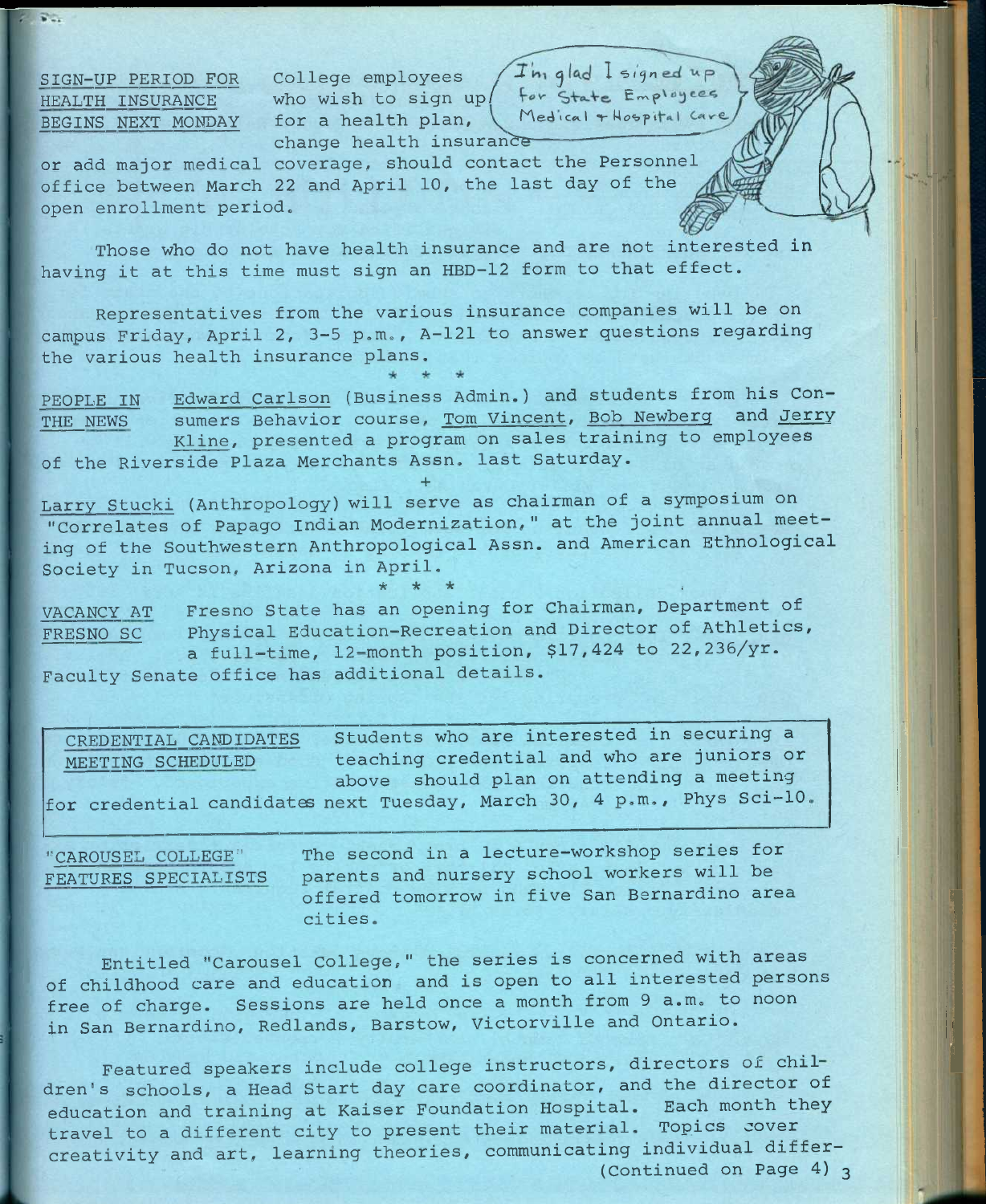**SIGN-UP PERIOD FOR HEALTH INSURANCE BEGINS NEXT MONDAY**

College employees who wish to sign up for a health plan, change health insurance or add major medical coverage, should contact the Personnel office between March 22 and April 10, the last day of the open enrollment period.

I'm glad I signed up for State Employees Medical + Hospital Care

Those who do not have health insurance and are not interested in having it at this time must sign an HBD-12 form to that effect.

Representatives from the various insurance companies will be on campus Friday, April 2, 3-5 p.m., A-121 to answer questions regarding the various health insurance plans.

\* \* \*

**PEOPLE IN THE NEWS**

Edward Carlson (Business Admin.) and students from his Consumers Behavior course, Tom Vincent, Bob Newberg and Jerry Kline, presented a program on sales training to employees of the Riverside Plaza Merchants Assn. last Saturday.

\+

Larry Stucki (Anthropology) will serve as chairman of a symposium on "Correlates of Papago Indian Modernization," at the joint annual meeting of the Southwestern Anthropological Assn. and American Ethnological Society in Tucson, Arizona in April.

\* \* \*

**VACANCY AT FRESNO SC**

Fresno State has an opening for Chairman, Department of Physical Education-Recreation and Director of Athletics, a full-time, 12-month position, $17,424 to 22,236/yr. Faculty Senate office has additional details.

**CREDENTIAL CANDIDATES MEETING SCHEDULED**

Students who are interested in securing a teaching credential and who are juniors or above should plan on attending a meeting for credential candidates next Tuesday, March 30, 4 p.m., Phys Sci-10.

**"CAROUSEL COLLEGE" FEATURES SPECIALISTS**

The second in a lecture-workshop series for parents and nursery school workers will be offered tomorrow in five San Bernardino area cities.

Entitled "Carousel College," the series is concerned with areas of childhood care and education and is open to all interested persons free of charge. Sessions are held once a month from 9 a.m. to noon in San Bernardino, Redlands, Barstow, Victorville and Ontario.

Featured speakers include college instructors, directors of children's schools, a Head Start day care coordinator, and the director of education and training at Kaiser Foundation Hospital. Each month they travel to a different city to present their material. Topics cover creativity and art, learning theories, communicating individual differ-

(Continued on Page 4)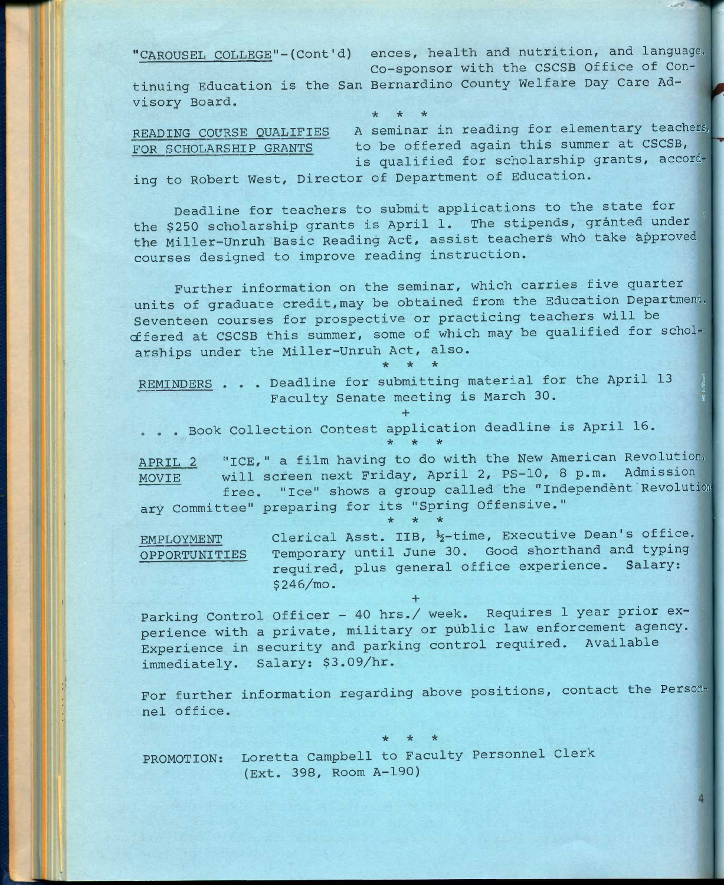"CAROUSEL COLLEGE"-(Cont'd) ences, health and nutrition, and language. Co-sponsor with the CSCSB Office of Continuing Education is the San Bernardino County Welfare Day Care Advisory Board.

\* \* \*

READING COURSE QUALIFIES FOR SCHOLARSHIP GRANTS — A seminar in reading for elementary teachers, to be offered again this summer at CSCSB, is qualified for scholarship grants, according to Robert West, Director of Department of Education.

Deadline for teachers to submit applications to the state for the $250 scholarship grants is April 1. The stipends, granted under the Miller-Unruh Basic Reading Act, assist teachers who take approved courses designed to improve reading instruction.

Further information on the seminar, which carries five quarter units of graduate credit, may be obtained from the Education Department. Seventeen courses for prospective or practicing teachers will be offered at CSCSB this summer, some of which may be qualified for scholarships under the Miller-Unruh Act, also.

\* \* \*

REMINDERS . . . Deadline for submitting material for the April 13 Faculty Senate meeting is March 30.

\+

. . . Book Collection Contest application deadline is April 16.

\* \* \*

APRIL 2 MOVIE — "ICE," a film having to do with the New American Revolution, will screen next Friday, April 2, PS-10, 8 p.m. Admission free. "Ice" shows a group called the "Independent Revolutionary Committee" preparing for its "Spring Offensive."

\* \* \*

EMPLOYMENT OPPORTUNITIES — Clerical Asst. IIB, ½-time, Executive Dean's office. Temporary until June 30. Good shorthand and typing required, plus general office experience. Salary: $246/mo.

\+

Parking Control Officer - 40 hrs./ week. Requires 1 year prior experience with a private, military or public law enforcement agency. Experience in security and parking control required. Available immediately. Salary: $3.09/hr.

For further information regarding above positions, contact the Personnel office.

\* \* \*

PROMOTION: Loretta Campbell to Faculty Personnel Clerk (Ext. 398, Room A-190)